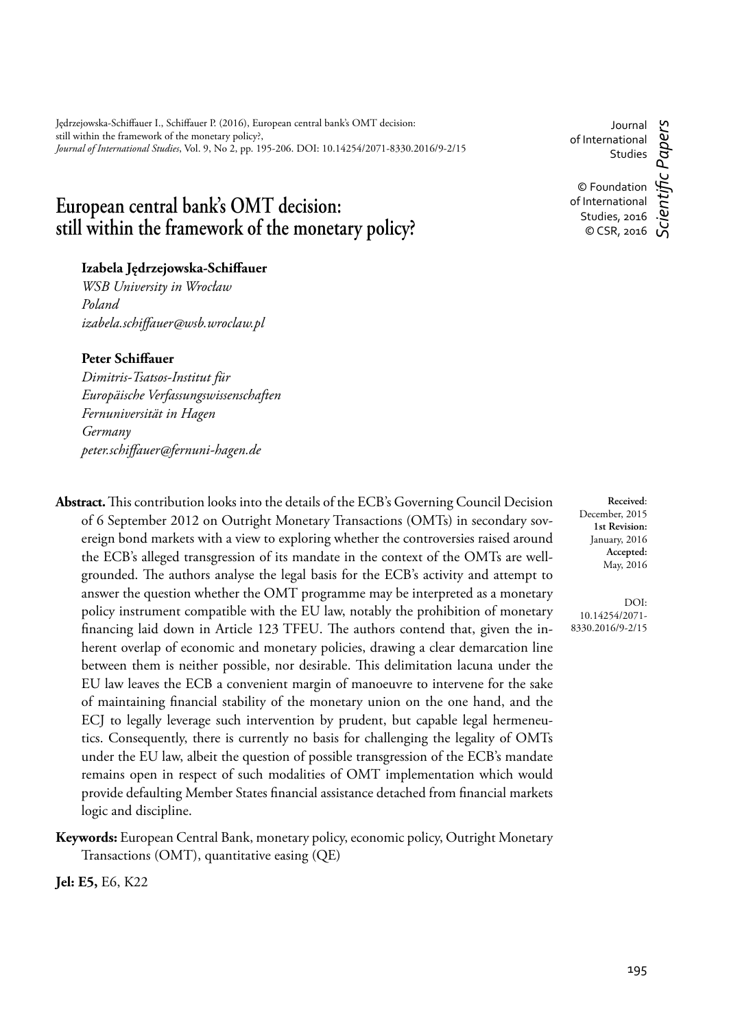Jędrzejowska-Schiffauer I., Schiffauer P. (2016), European central bank's OMT decision: still within the framework of the monetary policy?, *Journal of International Studies*, Vol. 9, No 2, pp. 195-206. DOI: 10.14254/2071-8330.2016/9-2/15

Journal of International Studies

© Foundation of International Studies, 2016
© CSR, 2016

*Scientific Papers*

# European central bank's OMT decision: still within the framework of the monetary policy?

**Izabela Jędrzejowska-Schiffauer**
*WSB University in Wrocław*
*Poland*
*izabela.schiffauer@wsb.wroclaw.pl*

**Peter Schiffauer**
*Dimitris-Tsatsos-Institut für Europäische Verfassungswissenschaften*
*Fernuniversität in Hagen*
*Germany*
*peter.schiffauer@fernuni-hagen.de*

**Received**: December, 2015
**1st Revision:** January, 2016
**Accepted:** May, 2016

DOI: 10.14254/2071-8330.2016/9-2/15

**Abstract.** This contribution looks into the details of the ECB's Governing Council Decision of 6 September 2012 on Outright Monetary Transactions (OMTs) in secondary sovereign bond markets with a view to exploring whether the controversies raised around the ECB's alleged transgression of its mandate in the context of the OMTs are well-grounded. The authors analyse the legal basis for the ECB's activity and attempt to answer the question whether the OMT programme may be interpreted as a monetary policy instrument compatible with the EU law, notably the prohibition of monetary financing laid down in Article 123 TFEU. The authors contend that, given the inherent overlap of economic and monetary policies, drawing a clear demarcation line between them is neither possible, nor desirable. This delimitation lacuna under the EU law leaves the ECB a convenient margin of manoeuvre to intervene for the sake of maintaining financial stability of the monetary union on the one hand, and the ECJ to legally leverage such intervention by prudent, but capable legal hermeneutics. Consequently, there is currently no basis for challenging the legality of OMTs under the EU law, albeit the question of possible transgression of the ECB's mandate remains open in respect of such modalities of OMT implementation which would provide defaulting Member States financial assistance detached from financial markets logic and discipline.

**Keywords:** European Central Bank, monetary policy, economic policy, Outright Monetary Transactions (OMT), quantitative easing (QE)

**Jel: E5,** E6, K22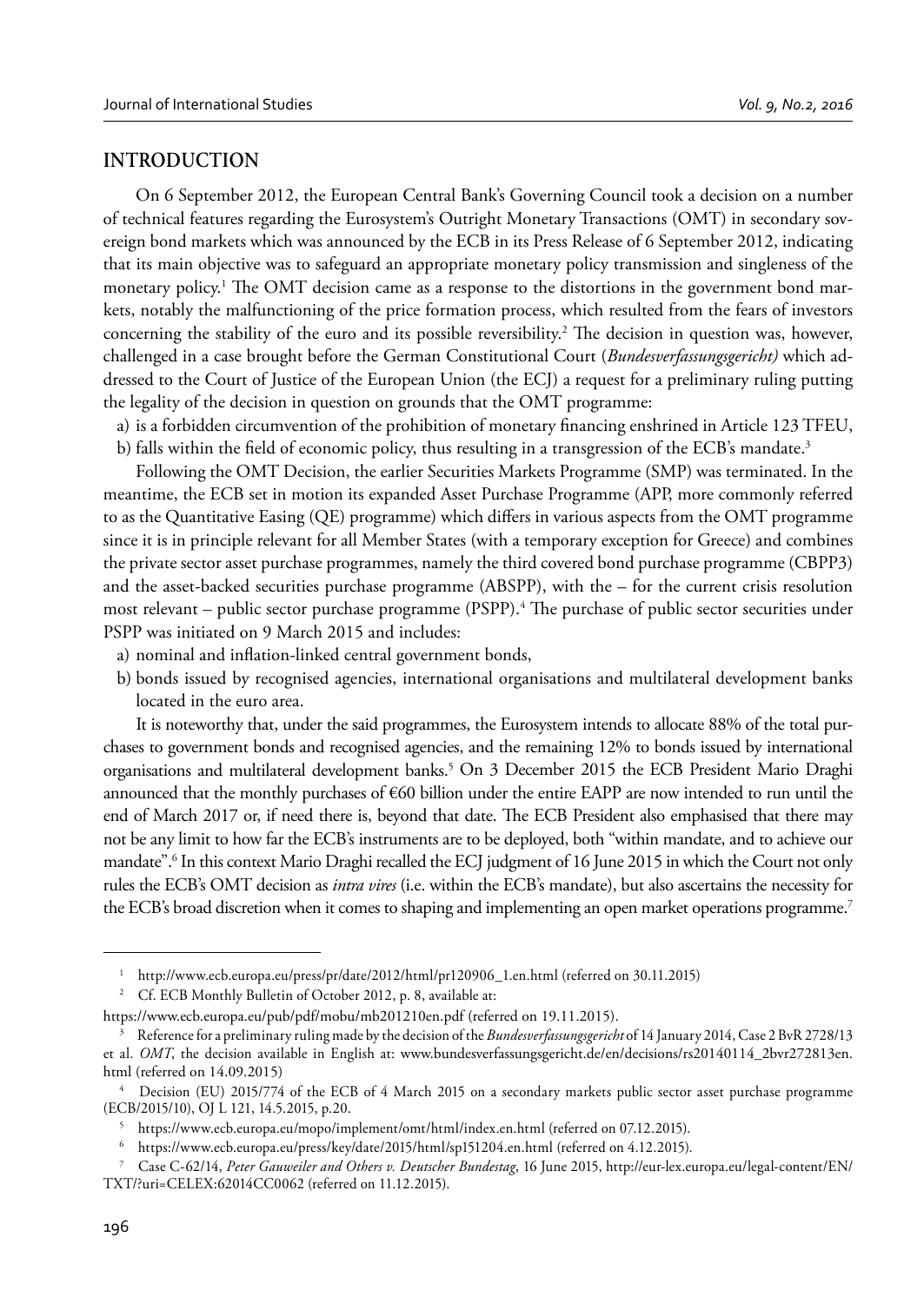## INTRODUCTION

On 6 September 2012, the European Central Bank's Governing Council took a decision on a number of technical features regarding the Eurosystem's Outright Monetary Transactions (OMT) in secondary sovereign bond markets which was announced by the ECB in its Press Release of 6 September 2012, indicating that its main objective was to safeguard an appropriate monetary policy transmission and singleness of the monetary policy.[1] The OMT decision came as a response to the distortions in the government bond markets, notably the malfunctioning of the price formation process, which resulted from the fears of investors concerning the stability of the euro and its possible reversibility.[2] The decision in question was, however, challenged in a case brought before the German Constitutional Court (*Bundesverfassungsgericht)* which addressed to the Court of Justice of the European Union (the ECJ) a request for a preliminary ruling putting the legality of the decision in question on grounds that the OMT programme:

a) is a forbidden circumvention of the prohibition of monetary financing enshrined in Article 123 TFEU,
b) falls within the field of economic policy, thus resulting in a transgression of the ECB's mandate.[3]

Following the OMT Decision, the earlier Securities Markets Programme (SMP) was terminated. In the meantime, the ECB set in motion its expanded Asset Purchase Programme (APP, more commonly referred to as the Quantitative Easing (QE) programme) which differs in various aspects from the OMT programme since it is in principle relevant for all Member States (with a temporary exception for Greece) and combines the private sector asset purchase programmes, namely the third covered bond purchase programme (CBPP3) and the asset-backed securities purchase programme (ABSPP), with the – for the current crisis resolution most relevant – public sector purchase programme (PSPP).[4] The purchase of public sector securities under PSPP was initiated on 9 March 2015 and includes:

a) nominal and inflation-linked central government bonds,
b) bonds issued by recognised agencies, international organisations and multilateral development banks located in the euro area.

It is noteworthy that, under the said programmes, the Eurosystem intends to allocate 88% of the total purchases to government bonds and recognised agencies, and the remaining 12% to bonds issued by international organisations and multilateral development banks.[5] On 3 December 2015 the ECB President Mario Draghi announced that the monthly purchases of €60 billion under the entire EAPP are now intended to run until the end of March 2017 or, if need there is, beyond that date. The ECB President also emphasised that there may not be any limit to how far the ECB's instruments are to be deployed, both "within mandate, and to achieve our mandate".[6] In this context Mario Draghi recalled the ECJ judgment of 16 June 2015 in which the Court not only rules the ECB's OMT decision as *intra vires* (i.e. within the ECB's mandate), but also ascertains the necessity for the ECB's broad discretion when it comes to shaping and implementing an open market operations programme.[7]

---

[1] http://www.ecb.europa.eu/press/pr/date/2012/html/pr120906_1.en.html (referred on 30.11.2015)

[2] Cf. ECB Monthly Bulletin of October 2012, p. 8, available at: https://www.ecb.europa.eu/pub/pdf/mobu/mb201210en.pdf (referred on 19.11.2015).

[3] Reference for a preliminary ruling made by the decision of the *Bundesverfassungsgericht* of 14 January 2014, Case 2 BvR 2728/13 et al. *OMT*, the decision available in English at: www.bundesverfassungsgericht.de/en/decisions/rs20140114_2bvr272813en.html (referred on 14.09.2015)

[4] Decision (EU) 2015/774 of the ECB of 4 March 2015 on a secondary markets public sector asset purchase programme (ECB/2015/10), OJ L 121, 14.5.2015, p.20.

[5] https://www.ecb.europa.eu/mopo/implement/omt/html/index.en.html (referred on 07.12.2015).

[6] https://www.ecb.europa.eu/press/key/date/2015/html/sp151204.en.html (referred on 4.12.2015).

[7] Case C-62/14, *Peter Gauweiler and Others v. Deutscher Bundestag*, 16 June 2015, http://eur-lex.europa.eu/legal-content/EN/TXT/?uri=CELEX:62014CC0062 (referred on 11.12.2015).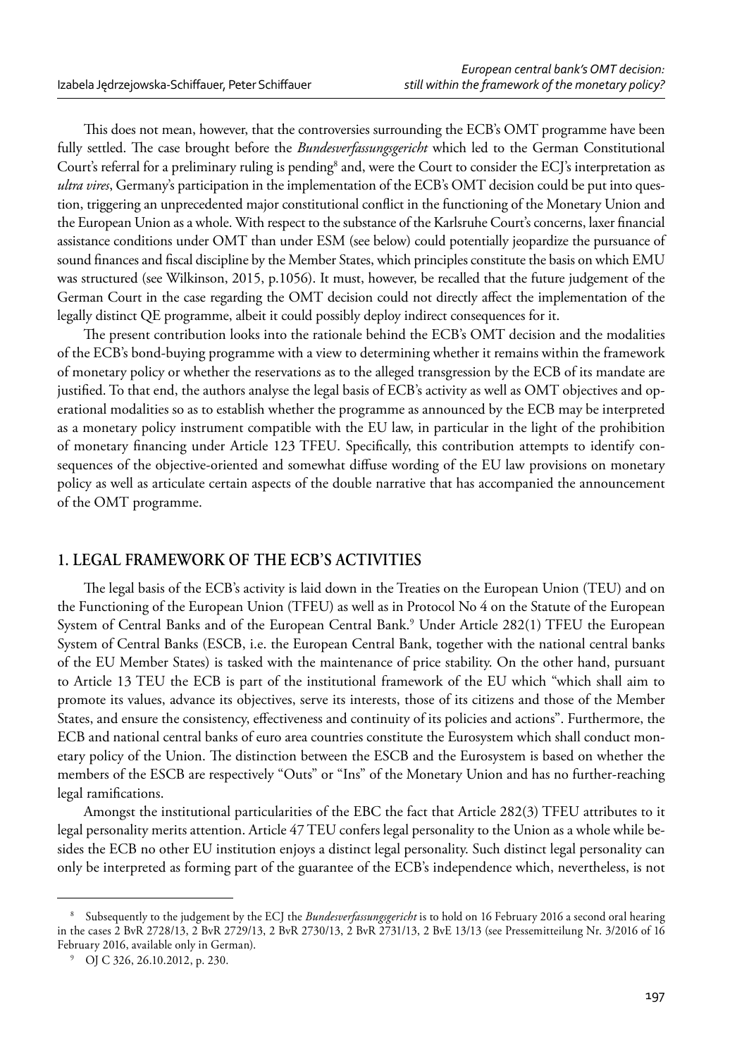This does not mean, however, that the controversies surrounding the ECB's OMT programme have been fully settled. The case brought before the *Bundesverfassungsgericht* which led to the German Constitutional Court's referral for a preliminary ruling is pending[8] and, were the Court to consider the ECJ's interpretation as *ultra vires*, Germany's participation in the implementation of the ECB's OMT decision could be put into question, triggering an unprecedented major constitutional conflict in the functioning of the Monetary Union and the European Union as a whole. With respect to the substance of the Karlsruhe Court's concerns, laxer financial assistance conditions under OMT than under ESM (see below) could potentially jeopardize the pursuance of sound finances and fiscal discipline by the Member States, which principles constitute the basis on which EMU was structured (see Wilkinson, 2015, p.1056). It must, however, be recalled that the future judgement of the German Court in the case regarding the OMT decision could not directly affect the implementation of the legally distinct QE programme, albeit it could possibly deploy indirect consequences for it.

The present contribution looks into the rationale behind the ECB's OMT decision and the modalities of the ECB's bond-buying programme with a view to determining whether it remains within the framework of monetary policy or whether the reservations as to the alleged transgression by the ECB of its mandate are justified. To that end, the authors analyse the legal basis of ECB's activity as well as OMT objectives and operational modalities so as to establish whether the programme as announced by the ECB may be interpreted as a monetary policy instrument compatible with the EU law, in particular in the light of the prohibition of monetary financing under Article 123 TFEU. Specifically, this contribution attempts to identify consequences of the objective-oriented and somewhat diffuse wording of the EU law provisions on monetary policy as well as articulate certain aspects of the double narrative that has accompanied the announcement of the OMT programme.

## 1. LEGAL FRAMEWORK OF THE ECB'S ACTIVITIES

The legal basis of the ECB's activity is laid down in the Treaties on the European Union (TEU) and on the Functioning of the European Union (TFEU) as well as in Protocol No 4 on the Statute of the European System of Central Banks and of the European Central Bank.[9] Under Article 282(1) TFEU the European System of Central Banks (ESCB, i.e. the European Central Bank, together with the national central banks of the EU Member States) is tasked with the maintenance of price stability. On the other hand, pursuant to Article 13 TEU the ECB is part of the institutional framework of the EU which "which shall aim to promote its values, advance its objectives, serve its interests, those of its citizens and those of the Member States, and ensure the consistency, effectiveness and continuity of its policies and actions". Furthermore, the ECB and national central banks of euro area countries constitute the Eurosystem which shall conduct monetary policy of the Union. The distinction between the ESCB and the Eurosystem is based on whether the members of the ESCB are respectively "Outs" or "Ins" of the Monetary Union and has no further-reaching legal ramifications.

Amongst the institutional particularities of the EBC the fact that Article 282(3) TFEU attributes to it legal personality merits attention. Article 47 TEU confers legal personality to the Union as a whole while besides the ECB no other EU institution enjoys a distinct legal personality. Such distinct legal personality can only be interpreted as forming part of the guarantee of the ECB's independence which, nevertheless, is not

---

[8] Subsequently to the judgement by the ECJ the *Bundesverfassungsgericht* is to hold on 16 February 2016 a second oral hearing in the cases 2 BvR 2728/13, 2 BvR 2729/13, 2 BvR 2730/13, 2 BvR 2731/13, 2 BvE 13/13 (see Pressemitteilung Nr. 3/2016 of 16 February 2016, available only in German).

[9] OJ C 326, 26.10.2012, p. 230.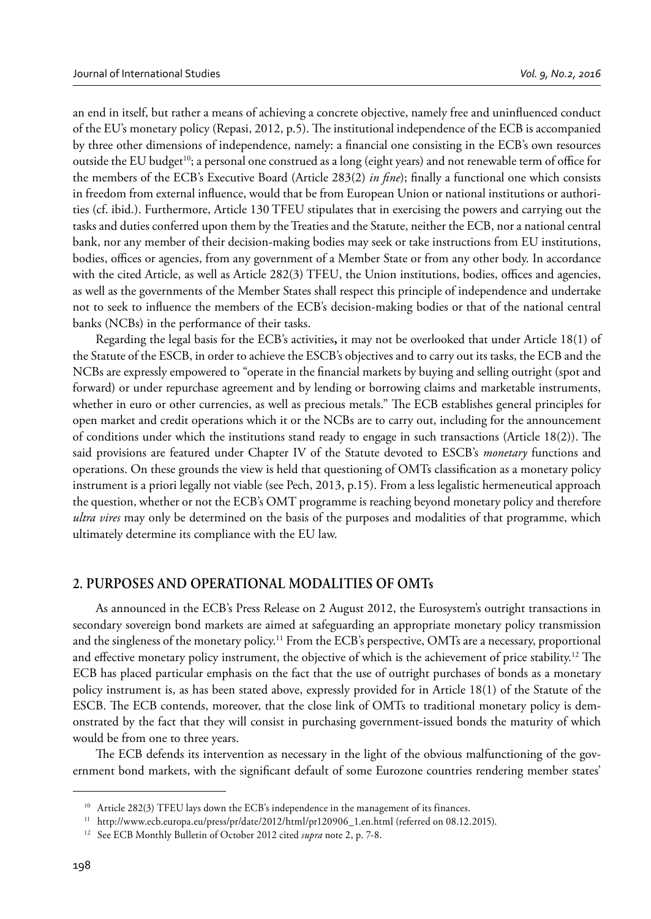an end in itself, but rather a means of achieving a concrete objective, namely free and uninfluenced conduct of the EU's monetary policy (Repasi, 2012, p.5). The institutional independence of the ECB is accompanied by three other dimensions of independence, namely: a financial one consisting in the ECB's own resources outside the EU budget[10]; a personal one construed as a long (eight years) and not renewable term of office for the members of the ECB's Executive Board (Article 283(2) *in fine*); finally a functional one which consists in freedom from external influence, would that be from European Union or national institutions or authorities (cf. ibid.). Furthermore, Article 130 TFEU stipulates that in exercising the powers and carrying out the tasks and duties conferred upon them by the Treaties and the Statute, neither the ECB, nor a national central bank, nor any member of their decision-making bodies may seek or take instructions from EU institutions, bodies, offices or agencies, from any government of a Member State or from any other body. In accordance with the cited Article, as well as Article 282(3) TFEU, the Union institutions, bodies, offices and agencies, as well as the governments of the Member States shall respect this principle of independence and undertake not to seek to influence the members of the ECB's decision-making bodies or that of the national central banks (NCBs) in the performance of their tasks.

Regarding the legal basis for the ECB's activities**,** it may not be overlooked that under Article 18(1) of the Statute of the ESCB, in order to achieve the ESCB's objectives and to carry out its tasks, the ECB and the NCBs are expressly empowered to "operate in the financial markets by buying and selling outright (spot and forward) or under repurchase agreement and by lending or borrowing claims and marketable instruments, whether in euro or other currencies, as well as precious metals." The ECB establishes general principles for open market and credit operations which it or the NCBs are to carry out, including for the announcement of conditions under which the institutions stand ready to engage in such transactions (Article 18(2)). The said provisions are featured under Chapter IV of the Statute devoted to ESCB's *monetary* functions and operations. On these grounds the view is held that questioning of OMTs classification as a monetary policy instrument is a priori legally not viable (see Pech, 2013, p.15). From a less legalistic hermeneutical approach the question, whether or not the ECB's OMT programme is reaching beyond monetary policy and therefore *ultra vires* may only be determined on the basis of the purposes and modalities of that programme, which ultimately determine its compliance with the EU law.

## 2. PURPOSES AND OPERATIONAL MODALITIES OF OMTs

As announced in the ECB's Press Release on 2 August 2012, the Eurosystem's outright transactions in secondary sovereign bond markets are aimed at safeguarding an appropriate monetary policy transmission and the singleness of the monetary policy.[11] From the ECB's perspective, OMTs are a necessary, proportional and effective monetary policy instrument, the objective of which is the achievement of price stability.[12] The ECB has placed particular emphasis on the fact that the use of outright purchases of bonds as a monetary policy instrument is, as has been stated above, expressly provided for in Article 18(1) of the Statute of the ESCB. The ECB contends, moreover, that the close link of OMTs to traditional monetary policy is demonstrated by the fact that they will consist in purchasing government-issued bonds the maturity of which would be from one to three years.

The ECB defends its intervention as necessary in the light of the obvious malfunctioning of the government bond markets, with the significant default of some Eurozone countries rendering member states'

---

[10] Article 282(3) TFEU lays down the ECB's independence in the management of its finances.

[11] http://www.ecb.europa.eu/press/pr/date/2012/html/pr120906_1.en.html (referred on 08.12.2015).

[12] See ECB Monthly Bulletin of October 2012 cited *supra* note 2, p. 7-8.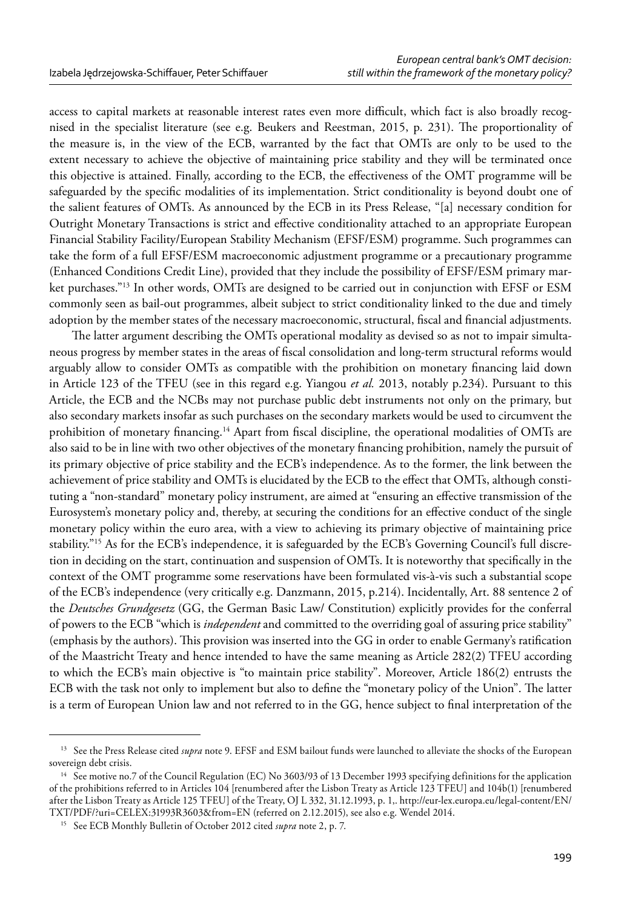access to capital markets at reasonable interest rates even more difficult, which fact is also broadly recognised in the specialist literature (see e.g. Beukers and Reestman, 2015, p. 231). The proportionality of the measure is, in the view of the ECB, warranted by the fact that OMTs are only to be used to the extent necessary to achieve the objective of maintaining price stability and they will be terminated once this objective is attained. Finally, according to the ECB, the effectiveness of the OMT programme will be safeguarded by the specific modalities of its implementation. Strict conditionality is beyond doubt one of the salient features of OMTs. As announced by the ECB in its Press Release, "[a] necessary condition for Outright Monetary Transactions is strict and effective conditionality attached to an appropriate European Financial Stability Facility/European Stability Mechanism (EFSF/ESM) programme. Such programmes can take the form of a full EFSF/ESM macroeconomic adjustment programme or a precautionary programme (Enhanced Conditions Credit Line), provided that they include the possibility of EFSF/ESM primary market purchases."[13] In other words, OMTs are designed to be carried out in conjunction with EFSF or ESM commonly seen as bail-out programmes, albeit subject to strict conditionality linked to the due and timely adoption by the member states of the necessary macroeconomic, structural, fiscal and financial adjustments.

The latter argument describing the OMTs operational modality as devised so as not to impair simultaneous progress by member states in the areas of fiscal consolidation and long-term structural reforms would arguably allow to consider OMTs as compatible with the prohibition on monetary financing laid down in Article 123 of the TFEU (see in this regard e.g. Yiangou *et al.* 2013, notably p.234). Pursuant to this Article, the ECB and the NCBs may not purchase public debt instruments not only on the primary, but also secondary markets insofar as such purchases on the secondary markets would be used to circumvent the prohibition of monetary financing.[14] Apart from fiscal discipline, the operational modalities of OMTs are also said to be in line with two other objectives of the monetary financing prohibition, namely the pursuit of its primary objective of price stability and the ECB's independence. As to the former, the link between the achievement of price stability and OMTs is elucidated by the ECB to the effect that OMTs, although constituting a "non-standard" monetary policy instrument, are aimed at "ensuring an effective transmission of the Eurosystem's monetary policy and, thereby, at securing the conditions for an effective conduct of the single monetary policy within the euro area, with a view to achieving its primary objective of maintaining price stability."[15] As for the ECB's independence, it is safeguarded by the ECB's Governing Council's full discretion in deciding on the start, continuation and suspension of OMTs. It is noteworthy that specifically in the context of the OMT programme some reservations have been formulated vis-à-vis such a substantial scope of the ECB's independence (very critically e.g. Danzmann, 2015, p.214). Incidentally, Art. 88 sentence 2 of the *Deutsches Grundgesetz* (GG, the German Basic Law/ Constitution) explicitly provides for the conferral of powers to the ECB "which is *independent* and committed to the overriding goal of assuring price stability" (emphasis by the authors). This provision was inserted into the GG in order to enable Germany's ratification of the Maastricht Treaty and hence intended to have the same meaning as Article 282(2) TFEU according to which the ECB's main objective is "to maintain price stability". Moreover, Article 186(2) entrusts the ECB with the task not only to implement but also to define the "monetary policy of the Union". The latter is a term of European Union law and not referred to in the GG, hence subject to final interpretation of the

---

[13] See the Press Release cited *supra* note 9. EFSF and ESM bailout funds were launched to alleviate the shocks of the European sovereign debt crisis.

[14] See motive no.7 of the Council Regulation (EC) No 3603/93 of 13 December 1993 specifying definitions for the application of the prohibitions referred to in Articles 104 [renumbered after the Lisbon Treaty as Article 123 TFEU] and 104b(1) [renumbered after the Lisbon Treaty as Article 125 TFEU] of the Treaty, OJ L 332, 31.12.1993, p. 1,. http://eur-lex.europa.eu/legal-content/EN/TXT/PDF/?uri=CELEX:31993R3603&from=EN (referred on 2.12.2015), see also e.g. Wendel 2014.

[15] See ECB Monthly Bulletin of October 2012 cited *supra* note 2, p. 7.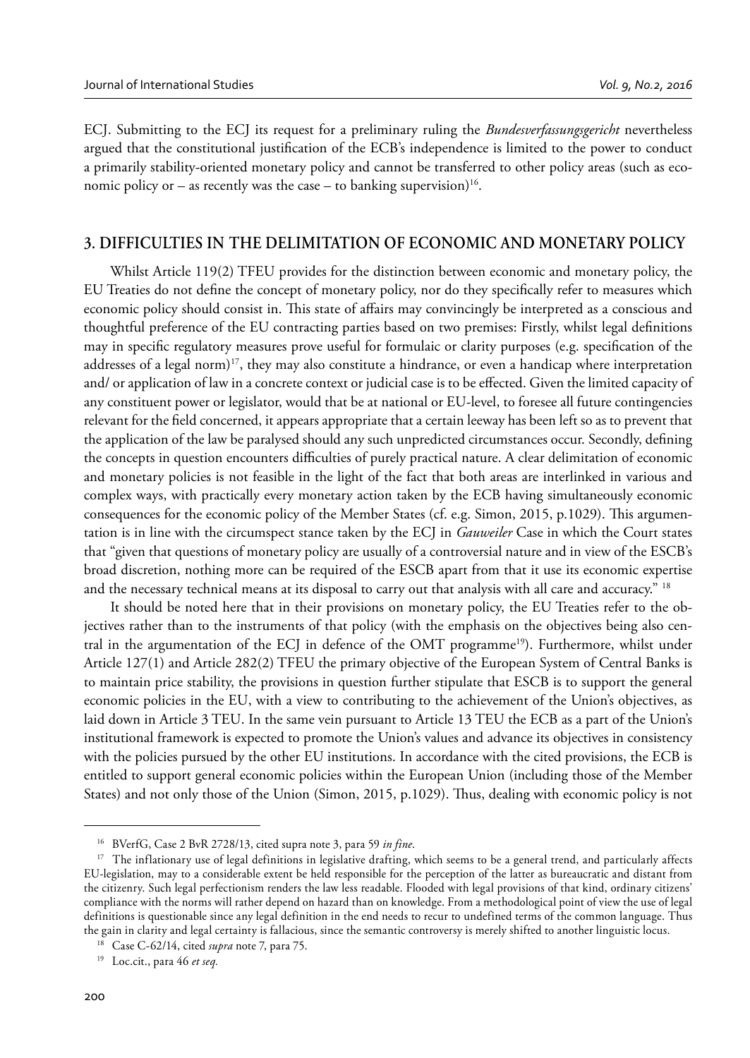ECJ. Submitting to the ECJ its request for a preliminary ruling the *Bundesverfassungsgericht* nevertheless argued that the constitutional justification of the ECB's independence is limited to the power to conduct a primarily stability-oriented monetary policy and cannot be transferred to other policy areas (such as economic policy or – as recently was the case – to banking supervision)[16].

## 3. DIFFICULTIES IN THE DELIMITATION OF ECONOMIC AND MONETARY POLICY

Whilst Article 119(2) TFEU provides for the distinction between economic and monetary policy, the EU Treaties do not define the concept of monetary policy, nor do they specifically refer to measures which economic policy should consist in. This state of affairs may convincingly be interpreted as a conscious and thoughtful preference of the EU contracting parties based on two premises: Firstly, whilst legal definitions may in specific regulatory measures prove useful for formulaic or clarity purposes (e.g. specification of the addresses of a legal norm)[17], they may also constitute a hindrance, or even a handicap where interpretation and/ or application of law in a concrete context or judicial case is to be effected. Given the limited capacity of any constituent power or legislator, would that be at national or EU-level, to foresee all future contingencies relevant for the field concerned, it appears appropriate that a certain leeway has been left so as to prevent that the application of the law be paralysed should any such unpredicted circumstances occur. Secondly, defining the concepts in question encounters difficulties of purely practical nature. A clear delimitation of economic and monetary policies is not feasible in the light of the fact that both areas are interlinked in various and complex ways, with practically every monetary action taken by the ECB having simultaneously economic consequences for the economic policy of the Member States (cf. e.g. Simon, 2015, p.1029). This argumentation is in line with the circumspect stance taken by the ECJ in *Gauweiler* Case in which the Court states that "given that questions of monetary policy are usually of a controversial nature and in view of the ESCB's broad discretion, nothing more can be required of the ESCB apart from that it use its economic expertise and the necessary technical means at its disposal to carry out that analysis with all care and accuracy." [18]

It should be noted here that in their provisions on monetary policy, the EU Treaties refer to the objectives rather than to the instruments of that policy (with the emphasis on the objectives being also central in the argumentation of the ECJ in defence of the OMT programme[19]). Furthermore, whilst under Article 127(1) and Article 282(2) TFEU the primary objective of the European System of Central Banks is to maintain price stability, the provisions in question further stipulate that ESCB is to support the general economic policies in the EU, with a view to contributing to the achievement of the Union's objectives, as laid down in Article 3 TEU. In the same vein pursuant to Article 13 TEU the ECB as a part of the Union's institutional framework is expected to promote the Union's values and advance its objectives in consistency with the policies pursued by the other EU institutions. In accordance with the cited provisions, the ECB is entitled to support general economic policies within the European Union (including those of the Member States) and not only those of the Union (Simon, 2015, p.1029). Thus, dealing with economic policy is not

---

[16] BVerfG, Case 2 BvR 2728/13, cited supra note 3, para 59 *in fine*.

[17] The inflationary use of legal definitions in legislative drafting, which seems to be a general trend, and particularly affects EU-legislation, may to a considerable extent be held responsible for the perception of the latter as bureaucratic and distant from the citizenry. Such legal perfectionism renders the law less readable. Flooded with legal provisions of that kind, ordinary citizens' compliance with the norms will rather depend on hazard than on knowledge. From a methodological point of view the use of legal definitions is questionable since any legal definition in the end needs to recur to undefined terms of the common language. Thus the gain in clarity and legal certainty is fallacious, since the semantic controversy is merely shifted to another linguistic locus.

[18] Case C-62/14, cited *supra* note 7, para 75.

[19] Loc.cit., para 46 *et seq.*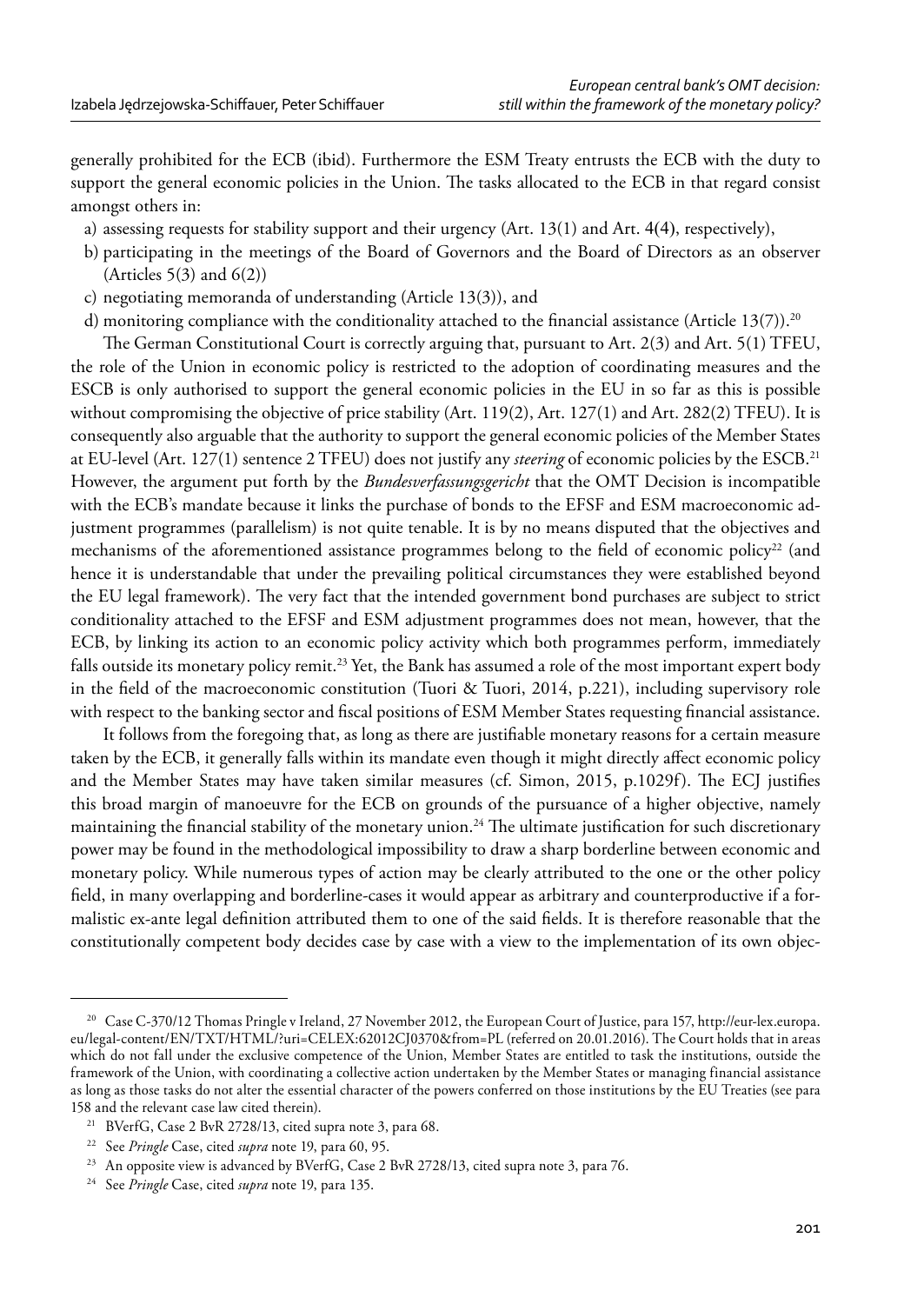generally prohibited for the ECB (ibid). Furthermore the ESM Treaty entrusts the ECB with the duty to support the general economic policies in the Union. The tasks allocated to the ECB in that regard consist amongst others in:

a) assessing requests for stability support and their urgency (Art. 13(1) and Art. 4(4), respectively),
b) participating in the meetings of the Board of Governors and the Board of Directors as an observer (Articles 5(3) and 6(2))
c) negotiating memoranda of understanding (Article 13(3)), and
d) monitoring compliance with the conditionality attached to the financial assistance (Article 13(7)).[20]

The German Constitutional Court is correctly arguing that, pursuant to Art. 2(3) and Art. 5(1) TFEU, the role of the Union in economic policy is restricted to the adoption of coordinating measures and the ESCB is only authorised to support the general economic policies in the EU in so far as this is possible without compromising the objective of price stability (Art. 119(2), Art. 127(1) and Art. 282(2) TFEU). It is consequently also arguable that the authority to support the general economic policies of the Member States at EU-level (Art. 127(1) sentence 2 TFEU) does not justify any *steering* of economic policies by the ESCB.[21] However, the argument put forth by the *Bundesverfassungsgericht* that the OMT Decision is incompatible with the ECB's mandate because it links the purchase of bonds to the EFSF and ESM macroeconomic adjustment programmes (parallelism) is not quite tenable. It is by no means disputed that the objectives and mechanisms of the aforementioned assistance programmes belong to the field of economic policy[22] (and hence it is understandable that under the prevailing political circumstances they were established beyond the EU legal framework). The very fact that the intended government bond purchases are subject to strict conditionality attached to the EFSF and ESM adjustment programmes does not mean, however, that the ECB, by linking its action to an economic policy activity which both programmes perform, immediately falls outside its monetary policy remit.[23] Yet, the Bank has assumed a role of the most important expert body in the field of the macroeconomic constitution (Tuori & Tuori, 2014, p.221), including supervisory role with respect to the banking sector and fiscal positions of ESM Member States requesting financial assistance.

It follows from the foregoing that, as long as there are justifiable monetary reasons for a certain measure taken by the ECB, it generally falls within its mandate even though it might directly affect economic policy and the Member States may have taken similar measures (cf. Simon, 2015, p.1029f). The ECJ justifies this broad margin of manoeuvre for the ECB on grounds of the pursuance of a higher objective, namely maintaining the financial stability of the monetary union.[24] The ultimate justification for such discretionary power may be found in the methodological impossibility to draw a sharp borderline between economic and monetary policy. While numerous types of action may be clearly attributed to the one or the other policy field, in many overlapping and borderline-cases it would appear as arbitrary and counterproductive if a formalistic ex-ante legal definition attributed them to one of the said fields. It is therefore reasonable that the constitutionally competent body decides case by case with a view to the implementation of its own objec-

---

[20] Case C-370/12 Thomas Pringle v Ireland, 27 November 2012, the European Court of Justice, para 157, http://eur-lex.europa.eu/legal-content/EN/TXT/HTML/?uri=CELEX:62012CJ0370&from=PL (referred on 20.01.2016). The Court holds that in areas which do not fall under the exclusive competence of the Union, Member States are entitled to task the institutions, outside the framework of the Union, with coordinating a collective action undertaken by the Member States or managing financial assistance as long as those tasks do not alter the essential character of the powers conferred on those institutions by the EU Treaties (see para 158 and the relevant case law cited therein).

[21] BVerfG, Case 2 BvR 2728/13, cited supra note 3, para 68.

[22] See *Pringle* Case, cited *supra* note 19, para 60, 95.

[23] An opposite view is advanced by BVerfG, Case 2 BvR 2728/13, cited supra note 3, para 76.

[24] See *Pringle* Case, cited *supra* note 19, para 135.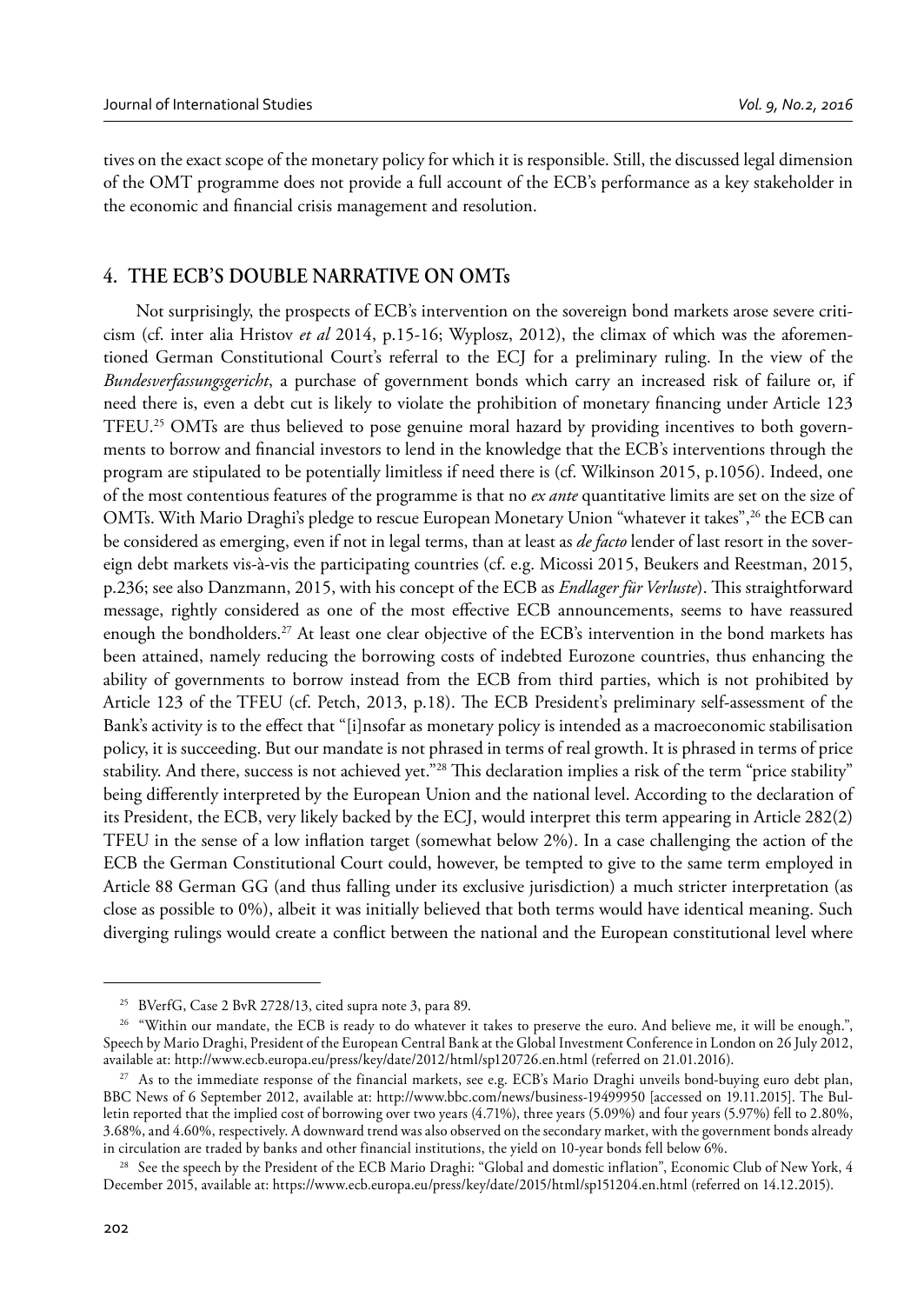tives on the exact scope of the monetary policy for which it is responsible. Still, the discussed legal dimension of the OMT programme does not provide a full account of the ECB's performance as a key stakeholder in the economic and financial crisis management and resolution.

## 4. THE ECB'S DOUBLE NARRATIVE ON OMTs

Not surprisingly, the prospects of ECB's intervention on the sovereign bond markets arose severe criticism (cf. inter alia Hristov *et al* 2014, p.15-16; Wyplosz, 2012), the climax of which was the aforementioned German Constitutional Court's referral to the ECJ for a preliminary ruling. In the view of the *Bundesverfassungsgericht*, a purchase of government bonds which carry an increased risk of failure or, if need there is, even a debt cut is likely to violate the prohibition of monetary financing under Article 123 TFEU.[25] OMTs are thus believed to pose genuine moral hazard by providing incentives to both governments to borrow and financial investors to lend in the knowledge that the ECB's interventions through the program are stipulated to be potentially limitless if need there is (cf. Wilkinson 2015, p.1056). Indeed, one of the most contentious features of the programme is that no *ex ante* quantitative limits are set on the size of OMTs. With Mario Draghi's pledge to rescue European Monetary Union "whatever it takes",[26] the ECB can be considered as emerging, even if not in legal terms, than at least as *de facto* lender of last resort in the sovereign debt markets vis-à-vis the participating countries (cf. e.g. Micossi 2015, Beukers and Reestman, 2015, p.236; see also Danzmann, 2015, with his concept of the ECB as *Endlager für Verluste*). This straightforward message, rightly considered as one of the most effective ECB announcements, seems to have reassured enough the bondholders.[27] At least one clear objective of the ECB's intervention in the bond markets has been attained, namely reducing the borrowing costs of indebted Eurozone countries, thus enhancing the ability of governments to borrow instead from the ECB from third parties, which is not prohibited by Article 123 of the TFEU (cf. Petch, 2013, p.18). The ECB President's preliminary self-assessment of the Bank's activity is to the effect that "[i]nsofar as monetary policy is intended as a macroeconomic stabilisation policy, it is succeeding. But our mandate is not phrased in terms of real growth. It is phrased in terms of price stability. And there, success is not achieved yet."[28] This declaration implies a risk of the term "price stability" being differently interpreted by the European Union and the national level. According to the declaration of its President, the ECB, very likely backed by the ECJ, would interpret this term appearing in Article 282(2) TFEU in the sense of a low inflation target (somewhat below 2%). In a case challenging the action of the ECB the German Constitutional Court could, however, be tempted to give to the same term employed in Article 88 German GG (and thus falling under its exclusive jurisdiction) a much stricter interpretation (as close as possible to 0%), albeit it was initially believed that both terms would have identical meaning. Such diverging rulings would create a conflict between the national and the European constitutional level where

---

[25] BVerfG, Case 2 BvR 2728/13, cited supra note 3, para 89.

[26] "Within our mandate, the ECB is ready to do whatever it takes to preserve the euro. And believe me, it will be enough.", Speech by Mario Draghi, President of the European Central Bank at the Global Investment Conference in London on 26 July 2012, available at: http://www.ecb.europa.eu/press/key/date/2012/html/sp120726.en.html (referred on 21.01.2016).

[27] As to the immediate response of the financial markets, see e.g. ECB's Mario Draghi unveils bond-buying euro debt plan, BBC News of 6 September 2012, available at: http://www.bbc.com/news/business-19499950 [accessed on 19.11.2015]. The Bulletin reported that the implied cost of borrowing over two years (4.71%), three years (5.09%) and four years (5.97%) fell to 2.80%, 3.68%, and 4.60%, respectively. A downward trend was also observed on the secondary market, with the government bonds already in circulation are traded by banks and other financial institutions, the yield on 10-year bonds fell below 6%.

[28] See the speech by the President of the ECB Mario Draghi: "Global and domestic inflation", Economic Club of New York, 4 December 2015, available at: https://www.ecb.europa.eu/press/key/date/2015/html/sp151204.en.html (referred on 14.12.2015).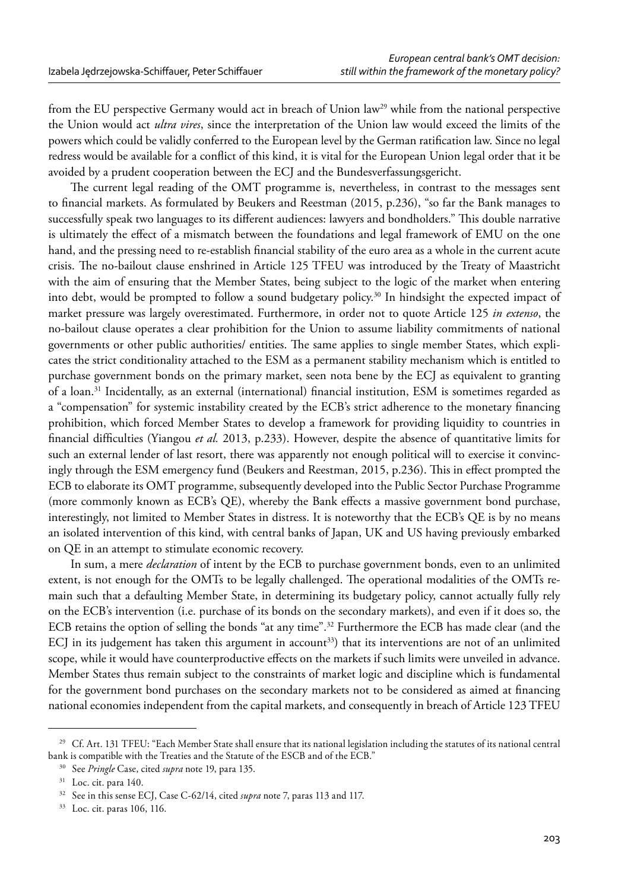from the EU perspective Germany would act in breach of Union law[29] while from the national perspective the Union would act *ultra vires*, since the interpretation of the Union law would exceed the limits of the powers which could be validly conferred to the European level by the German ratification law. Since no legal redress would be available for a conflict of this kind, it is vital for the European Union legal order that it be avoided by a prudent cooperation between the ECJ and the Bundesverfassungsgericht.

The current legal reading of the OMT programme is, nevertheless, in contrast to the messages sent to financial markets. As formulated by Beukers and Reestman (2015, p.236), "so far the Bank manages to successfully speak two languages to its different audiences: lawyers and bondholders." This double narrative is ultimately the effect of a mismatch between the foundations and legal framework of EMU on the one hand, and the pressing need to re-establish financial stability of the euro area as a whole in the current acute crisis. The no-bailout clause enshrined in Article 125 TFEU was introduced by the Treaty of Maastricht with the aim of ensuring that the Member States, being subject to the logic of the market when entering into debt, would be prompted to follow a sound budgetary policy.[30] In hindsight the expected impact of market pressure was largely overestimated. Furthermore, in order not to quote Article 125 *in extenso*, the no-bailout clause operates a clear prohibition for the Union to assume liability commitments of national governments or other public authorities/ entities. The same applies to single member States, which explicates the strict conditionality attached to the ESM as a permanent stability mechanism which is entitled to purchase government bonds on the primary market, seen nota bene by the ECJ as equivalent to granting of a loan.[31] Incidentally, as an external (international) financial institution, ESM is sometimes regarded as a "compensation" for systemic instability created by the ECB's strict adherence to the monetary financing prohibition, which forced Member States to develop a framework for providing liquidity to countries in financial difficulties (Yiangou *et al.* 2013, p.233). However, despite the absence of quantitative limits for such an external lender of last resort, there was apparently not enough political will to exercise it convincingly through the ESM emergency fund (Beukers and Reestman, 2015, p.236). This in effect prompted the ECB to elaborate its OMT programme, subsequently developed into the Public Sector Purchase Programme (more commonly known as ECB's QE), whereby the Bank effects a massive government bond purchase, interestingly, not limited to Member States in distress. It is noteworthy that the ECB's QE is by no means an isolated intervention of this kind, with central banks of Japan, UK and US having previously embarked on QE in an attempt to stimulate economic recovery.

In sum, a mere *declaration* of intent by the ECB to purchase government bonds, even to an unlimited extent, is not enough for the OMTs to be legally challenged. The operational modalities of the OMTs remain such that a defaulting Member State, in determining its budgetary policy, cannot actually fully rely on the ECB's intervention (i.e. purchase of its bonds on the secondary markets), and even if it does so, the ECB retains the option of selling the bonds "at any time".[32] Furthermore the ECB has made clear (and the ECJ in its judgement has taken this argument in account[33]) that its interventions are not of an unlimited scope, while it would have counterproductive effects on the markets if such limits were unveiled in advance. Member States thus remain subject to the constraints of market logic and discipline which is fundamental for the government bond purchases on the secondary markets not to be considered as aimed at financing national economies independent from the capital markets, and consequently in breach of Article 123 TFEU

---

[29] Cf. Art. 131 TFEU: "Each Member State shall ensure that its national legislation including the statutes of its national central bank is compatible with the Treaties and the Statute of the ESCB and of the ECB."

[30] See *Pringle* Case, cited *supra* note 19, para 135.

[31] Loc. cit. para 140.

[32] See in this sense ECJ, Case C-62/14, cited *supra* note 7, paras 113 and 117.

[33] Loc. cit. paras 106, 116.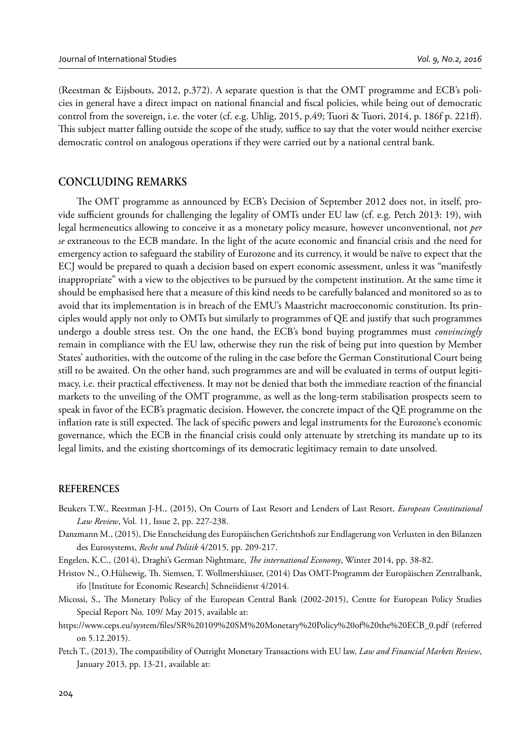(Reestman & Eijsbouts, 2012, p.372). A separate question is that the OMT programme and ECB's policies in general have a direct impact on national financial and fiscal policies, while being out of democratic control from the sovereign, i.e. the voter (cf. e.g. Uhlig, 2015, p.49; Tuori & Tuori, 2014, p. 186f p. 221ff). This subject matter falling outside the scope of the study, suffice to say that the voter would neither exercise democratic control on analogous operations if they were carried out by a national central bank.

## CONCLUDING REMARKS

The OMT programme as announced by ECB's Decision of September 2012 does not, in itself, provide sufficient grounds for challenging the legality of OMTs under EU law (cf. e.g. Petch 2013: 19), with legal hermeneutics allowing to conceive it as a monetary policy measure, however unconventional, not *per se* extraneous to the ECB mandate. In the light of the acute economic and financial crisis and the need for emergency action to safeguard the stability of Eurozone and its currency, it would be naïve to expect that the ECJ would be prepared to quash a decision based on expert economic assessment, unless it was "manifestly inappropriate" with a view to the objectives to be pursued by the competent institution. At the same time it should be emphasised here that a measure of this kind needs to be carefully balanced and monitored so as to avoid that its implementation is in breach of the EMU's Maastricht macroeconomic constitution. Its principles would apply not only to OMTs but similarly to programmes of QE and justify that such programmes undergo a double stress test. On the one hand, the ECB's bond buying programmes must *convincingly* remain in compliance with the EU law, otherwise they run the risk of being put into question by Member States' authorities, with the outcome of the ruling in the case before the German Constitutional Court being still to be awaited. On the other hand, such programmes are and will be evaluated in terms of output legitimacy, i.e. their practical effectiveness. It may not be denied that both the immediate reaction of the financial markets to the unveiling of the OMT programme, as well as the long-term stabilisation prospects seem to speak in favor of the ECB's pragmatic decision. However, the concrete impact of the QE programme on the inflation rate is still expected. The lack of specific powers and legal instruments for the Eurozone's economic governance, which the ECB in the financial crisis could only attenuate by stretching its mandate up to its legal limits, and the existing shortcomings of its democratic legitimacy remain to date unsolved.

## REFERENCES

Beukers T.W., Reestman J-H., (2015), On Courts of Last Resort and Lenders of Last Resort, *European Constitutional Law Review*, Vol. 11, Issue 2, pp. 227-238.

Danzmann M., (2015), Die Entscheidung des Europäischen Gerichtshofs zur Endlagerung von Verlusten in den Bilanzen des Eurosystems, *Recht und Politik* 4/2015, pp. 209-217.

Engelen, K.C., (2014), Draghi's German Nightmare, *The international Economy*, Winter 2014, pp. 38-82.

Hristov N., O.Hülsewig, Th. Siemsen, T. Wollmershäuser, (2014) Das OMT-Programm der Europäischen Zentralbank, ifo [Institute for Economic Research] Schneiidienst 4/2014.

Micossi, S., The Monetary Policy of the European Central Bank (2002-2015), Centre for European Policy Studies Special Report No. 109/ May 2015, available at:
https://www.ceps.eu/system/files/SR%20109%20SM%20Monetary%20Policy%20of%20the%20ECB_0.pdf (referred on 5.12.2015).

Petch T., (2013), The compatibility of Outright Monetary Transactions with EU law, *Law and Financial Markets Review*, January 2013, pp. 13-21, available at: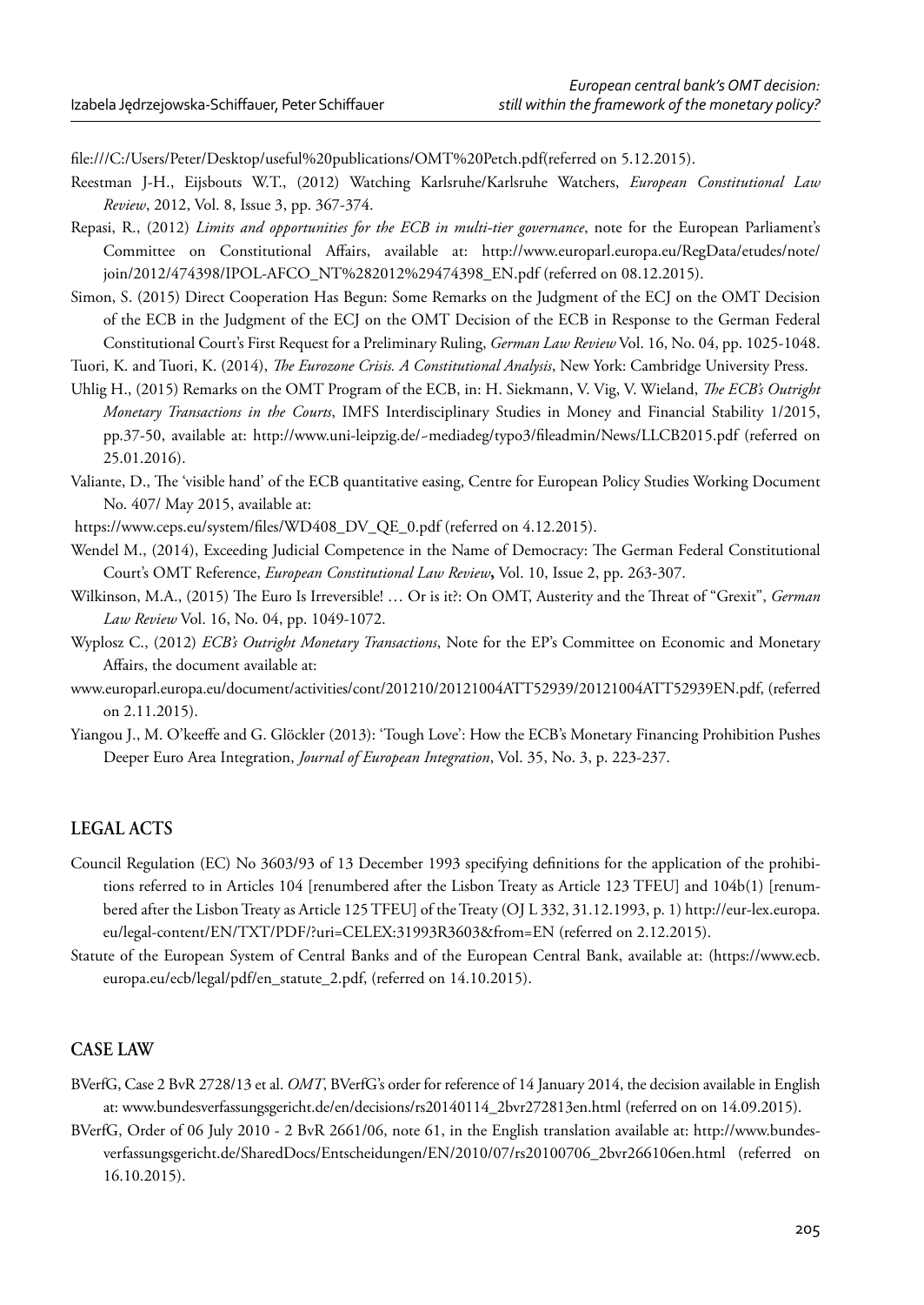file:///C:/Users/Peter/Desktop/useful%20publications/OMT%20Petch.pdf(referred on 5.12.2015).

Reestman J-H., Eijsbouts W.T., (2012) Watching Karlsruhe/Karlsruhe Watchers, *European Constitutional Law Review*, 2012, Vol. 8, Issue 3, pp. 367-374.

Repasi, R., (2012) *Limits and opportunities for the ECB in multi-tier governance*, note for the European Parliament's Committee on Constitutional Affairs, available at: http://www.europarl.europa.eu/RegData/etudes/note/join/2012/474398/IPOL-AFCO_NT%282012%29474398_EN.pdf (referred on 08.12.2015).

Simon, S. (2015) Direct Cooperation Has Begun: Some Remarks on the Judgment of the ECJ on the OMT Decision of the ECB in the Judgment of the ECJ on the OMT Decision of the ECB in Response to the German Federal Constitutional Court's First Request for a Preliminary Ruling, *German Law Review* Vol. 16, No. 04, pp. 1025-1048.

Tuori, K. and Tuori, K. (2014), *The Eurozone Crisis. A Constitutional Analysis*, New York: Cambridge University Press.

Uhlig H., (2015) Remarks on the OMT Program of the ECB, in: H. Siekmann, V. Vig, V. Wieland, *The ECB's Outright Monetary Transactions in the Courts*, IMFS Interdisciplinary Studies in Money and Financial Stability 1/2015, pp.37-50, available at: http://www.uni-leipzig.de/~mediadeg/typo3/fileadmin/News/LLCB2015.pdf (referred on 25.01.2016).

Valiante, D., The 'visible hand' of the ECB quantitative easing, Centre for European Policy Studies Working Document No. 407/ May 2015, available at:
https://www.ceps.eu/system/files/WD408_DV_QE_0.pdf (referred on 4.12.2015).

Wendel M., (2014), Exceeding Judicial Competence in the Name of Democracy: The German Federal Constitutional Court's OMT Reference, *European Constitutional Law Review*, Vol. 10, Issue 2, pp. 263-307.

Wilkinson, M.A., (2015) The Euro Is Irreversible! … Or is it?: On OMT, Austerity and the Threat of "Grexit", *German Law Review* Vol. 16, No. 04, pp. 1049-1072.

Wyplosz C., (2012) *ECB's Outright Monetary Transactions*, Note for the EP's Committee on Economic and Monetary Affairs, the document available at:
www.europarl.europa.eu/document/activities/cont/201210/20121004ATT52939/20121004ATT52939EN.pdf, (referred on 2.11.2015).

Yiangou J., M. O'keeffe and G. Glöckler (2013): 'Tough Love': How the ECB's Monetary Financing Prohibition Pushes Deeper Euro Area Integration, *Journal of European Integration*, Vol. 35, No. 3, p. 223-237.

## LEGAL ACTS

Council Regulation (EC) No 3603/93 of 13 December 1993 specifying definitions for the application of the prohibitions referred to in Articles 104 [renumbered after the Lisbon Treaty as Article 123 TFEU] and 104b(1) [renumbered after the Lisbon Treaty as Article 125 TFEU] of the Treaty (OJ L 332, 31.12.1993, p. 1) http://eur-lex.europa.eu/legal-content/EN/TXT/PDF/?uri=CELEX:31993R3603&from=EN (referred on 2.12.2015).

Statute of the European System of Central Banks and of the European Central Bank, available at: (https://www.ecb.europa.eu/ecb/legal/pdf/en_statute_2.pdf, (referred on 14.10.2015).

## CASE LAW

BVerfG, Case 2 BvR 2728/13 et al. *OMT*, BVerfG's order for reference of 14 January 2014, the decision available in English at: www.bundesverfassungsgericht.de/en/decisions/rs20140114_2bvr272813en.html (referred on on 14.09.2015).

BVerfG, Order of 06 July 2010 - 2 BvR 2661/06, note 61, in the English translation available at: http://www.bundesverfassungsgericht.de/SharedDocs/Entscheidungen/EN/2010/07/rs20100706_2bvr266106en.html (referred on 16.10.2015).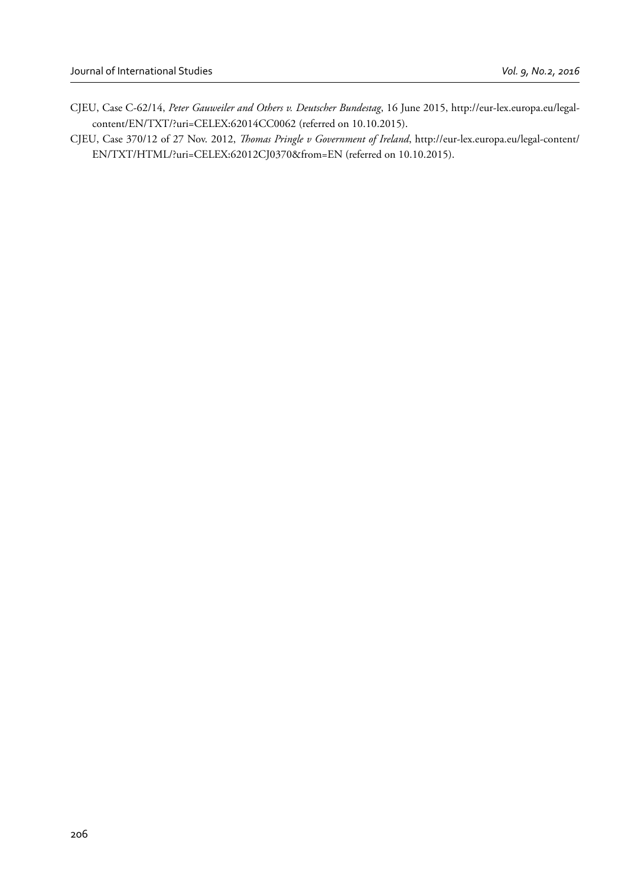CJEU, Case C-62/14, *Peter Gauweiler and Others v. Deutscher Bundestag*, 16 June 2015, http://eur-lex.europa.eu/legal-content/EN/TXT/?uri=CELEX:62014CC0062 (referred on 10.10.2015).

CJEU, Case 370/12 of 27 Nov. 2012, *Thomas Pringle v Government of Ireland*, http://eur-lex.europa.eu/legal-content/EN/TXT/HTML/?uri=CELEX:62012CJ0370&from=EN (referred on 10.10.2015).